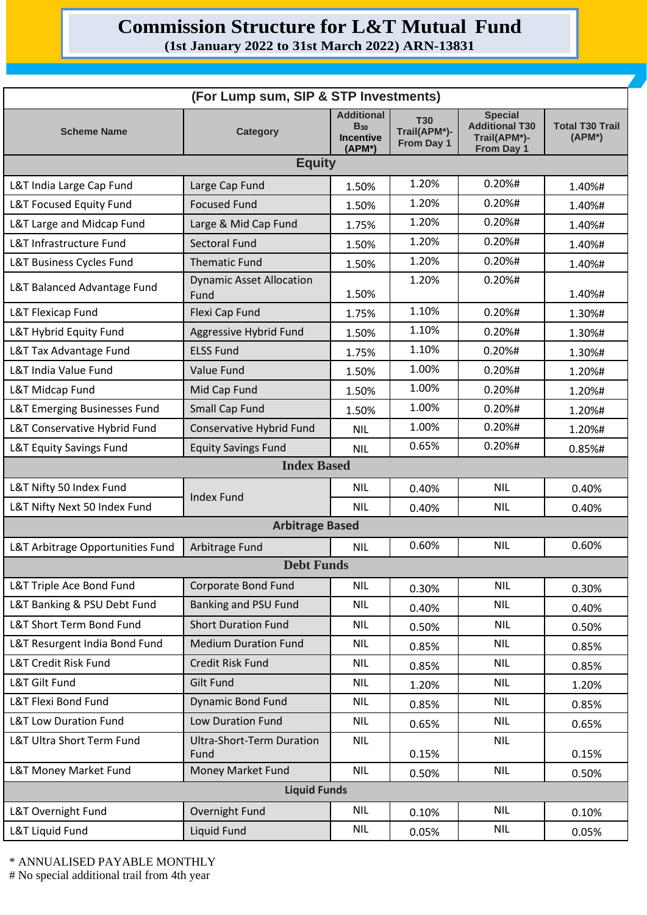# Commission Structure for L&T Mutual Fund

**(1st January 2022 to 31st March 2022) ARN-13831**

| (For Lump sum, SIP & STP Investments) | | | | | |
|---|---|---|---|---|---|
| **Scheme Name** | **Category** | **Additional $B_{30}$ Incentive (APM*)** | **T30 Trail(APM*)- From Day 1** | **Special Additional T30 Trail(APM*)- From Day 1** | **Total T30 Trail (APM*)** |
| **Equity** | | | | | |
| L&T India Large Cap Fund | Large Cap Fund | 1.50% | 1.20% | 0.20%# | 1.40%# |
| L&T Focused Equity Fund | Focused Fund | 1.50% | 1.20% | 0.20%# | 1.40%# |
| L&T Large and Midcap Fund | Large & Mid Cap Fund | 1.75% | 1.20% | 0.20%# | 1.40%# |
| L&T Infrastructure Fund | Sectoral Fund | 1.50% | 1.20% | 0.20%# | 1.40%# |
| L&T Business Cycles Fund | Thematic Fund | 1.50% | 1.20% | 0.20%# | 1.40%# |
| L&T Balanced Advantage Fund | Dynamic Asset Allocation Fund | 1.50% | 1.20% | 0.20%# | 1.40%# |
| L&T Flexicap Fund | Flexi Cap Fund | 1.75% | 1.10% | 0.20%# | 1.30%# |
| L&T Hybrid Equity Fund | Aggressive Hybrid Fund | 1.50% | 1.10% | 0.20%# | 1.30%# |
| L&T Tax Advantage Fund | ELSS Fund | 1.75% | 1.10% | 0.20%# | 1.30%# |
| L&T India Value Fund | Value Fund | 1.50% | 1.00% | 0.20%# | 1.20%# |
| L&T Midcap Fund | Mid Cap Fund | 1.50% | 1.00% | 0.20%# | 1.20%# |
| L&T Emerging Businesses Fund | Small Cap Fund | 1.50% | 1.00% | 0.20%# | 1.20%# |
| L&T Conservative Hybrid Fund | Conservative Hybrid Fund | NIL | 1.00% | 0.20%# | 1.20%# |
| L&T Equity Savings Fund | Equity Savings Fund | NIL | 0.65% | 0.20%# | 0.85%# |
| **Index Based** | | | | | |
| L&T Nifty 50 Index Fund | Index Fund | NIL | 0.40% | NIL | 0.40% |
| L&T Nifty Next 50 Index Fund | Index Fund | NIL | 0.40% | NIL | 0.40% |
| **Arbitrage Based** | | | | | |
| L&T Arbitrage Opportunities Fund | Arbitrage Fund | NIL | 0.60% | NIL | 0.60% |
| **Debt Funds** | | | | | |
| L&T Triple Ace Bond Fund | Corporate Bond Fund | NIL | 0.30% | NIL | 0.30% |
| L&T Banking & PSU Debt Fund | Banking and PSU Fund | NIL | 0.40% | NIL | 0.40% |
| L&T Short Term Bond Fund | Short Duration Fund | NIL | 0.50% | NIL | 0.50% |
| L&T Resurgent India Bond Fund | Medium Duration Fund | NIL | 0.85% | NIL | 0.85% |
| L&T Credit Risk Fund | Credit Risk Fund | NIL | 0.85% | NIL | 0.85% |
| L&T Gilt Fund | Gilt Fund | NIL | 1.20% | NIL | 1.20% |
| L&T Flexi Bond Fund | Dynamic Bond Fund | NIL | 0.85% | NIL | 0.85% |
| L&T Low Duration Fund | Low Duration Fund | NIL | 0.65% | NIL | 0.65% |
| L&T Ultra Short Term Fund | Ultra-Short-Term Duration Fund | NIL | 0.15% | NIL | 0.15% |
| L&T Money Market Fund | Money Market Fund | NIL | 0.50% | NIL | 0.50% |
| **Liquid Funds** | | | | | |
| L&T Overnight Fund | Overnight Fund | NIL | 0.10% | NIL | 0.10% |
| L&T Liquid Fund | Liquid Fund | NIL | 0.05% | NIL | 0.05% |

\* ANNUALISED PAYABLE MONTHLY

\# No special additional trail from 4th year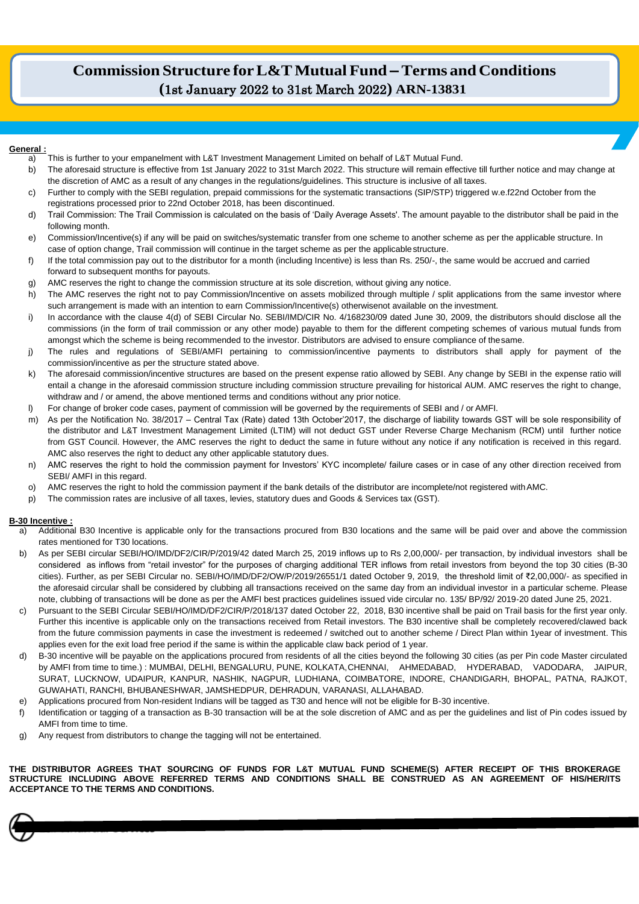# Commission Structure for L&T Mutual Fund – Terms and Conditions
## (1st January 2022 to 31st March 2022) ARN-13831

**General :**

a) This is further to your empanelment with L&T Investment Management Limited on behalf of L&T Mutual Fund.

b) The aforesaid structure is effective from 1st January 2022 to 31st March 2022. This structure will remain effective till further notice and may change at the discretion of AMC as a result of any changes in the regulations/guidelines. This structure is inclusive of all taxes.

c) Further to comply with the SEBI regulation, prepaid commissions for the systematic transactions (SIP/STP) triggered w.e.f22nd October from the registrations processed prior to 22nd October 2018, has been discontinued.

d) Trail Commission: The Trail Commission is calculated on the basis of 'Daily Average Assets'. The amount payable to the distributor shall be paid in the following month.

e) Commission/Incentive(s) if any will be paid on switches/systematic transfer from one scheme to another scheme as per the applicable structure. In case of option change, Trail commission will continue in the target scheme as per the applicable structure.

f) If the total commission pay out to the distributor for a month (including Incentive) is less than Rs. 250/-, the same would be accrued and carried forward to subsequent months for payouts.

g) AMC reserves the right to change the commission structure at its sole discretion, without giving any notice.

h) The AMC reserves the right not to pay Commission/Incentive on assets mobilized through multiple / split applications from the same investor where such arrangement is made with an intention to earn Commission/Incentive(s) otherwisenot available on the investment.

i) In accordance with the clause 4(d) of SEBI Circular No. SEBI/IMD/CIR No. 4/168230/09 dated June 30, 2009, the distributors should disclose all the commissions (in the form of trail commission or any other mode) payable to them for the different competing schemes of various mutual funds from amongst which the scheme is being recommended to the investor. Distributors are advised to ensure compliance of thesame.

j) The rules and regulations of SEBI/AMFI pertaining to commission/incentive payments to distributors shall apply for payment of the commission/incentive as per the structure stated above.

k) The aforesaid commission/incentive structures are based on the present expense ratio allowed by SEBI. Any change by SEBI in the expense ratio will entail a change in the aforesaid commission structure including commission structure prevailing for historical AUM. AMC reserves the right to change, withdraw and / or amend, the above mentioned terms and conditions without any prior notice.

l) For change of broker code cases, payment of commission will be governed by the requirements of SEBI and / or AMFI.

m) As per the Notification No. 38/2017 – Central Tax (Rate) dated 13th October'2017, the discharge of liability towards GST will be sole responsibility of the distributor and L&T Investment Management Limited (LTIM) will not deduct GST under Reverse Charge Mechanism (RCM) until further notice from GST Council. However, the AMC reserves the right to deduct the same in future without any notice if any notification is received in this regard. AMC also reserves the right to deduct any other applicable statutory dues.

n) AMC reserves the right to hold the commission payment for Investors' KYC incomplete/ failure cases or in case of any other direction received from SEBI/ AMFI in this regard.

o) AMC reserves the right to hold the commission payment if the bank details of the distributor are incomplete/not registered with AMC.

p) The commission rates are inclusive of all taxes, levies, statutory dues and Goods & Services tax (GST).

**B-30 Incentive :**

a) Additional B30 Incentive is applicable only for the transactions procured from B30 locations and the same will be paid over and above the commission rates mentioned for T30 locations.

b) As per SEBI circular SEBI/HO/IMD/DF2/CIR/P/2019/42 dated March 25, 2019 inflows up to Rs 2,00,000/- per transaction, by individual investors shall be considered as inflows from "retail investor" for the purposes of charging additional TER inflows from retail investors from beyond the top 30 cities (B-30 cities). Further, as per SEBI Circular no. SEBI/HO/IMD/DF2/OW/P/2019/26551/1 dated October 9, 2019, the threshold limit of ₹2,00,000/- as specified in the aforesaid circular shall be considered by clubbing all transactions received on the same day from an individual investor in a particular scheme. Please note, clubbing of transactions will be done as per the AMFI best practices guidelines issued vide circular no. 135/ BP/92/ 2019-20 dated June 25, 2021.

c) Pursuant to the SEBI Circular SEBI/HO/IMD/DF2/CIR/P/2018/137 dated October 22, 2018, B30 incentive shall be paid on Trail basis for the first year only. Further this incentive is applicable only on the transactions received from Retail investors. The B30 incentive shall be completely recovered/clawed back from the future commission payments in case the investment is redeemed / switched out to another scheme / Direct Plan within 1year of investment. This applies even for the exit load free period if the same is within the applicable claw back period of 1 year.

d) B-30 incentive will be payable on the applications procured from residents of all the cities beyond the following 30 cities (as per Pin code Master circulated by AMFI from time to time.) : MUMBAI, DELHI, BENGALURU, PUNE, KOLKATA, CHENNAI, AHMEDABAD, HYDERABAD, VADODARA, JAIPUR, SURAT, LUCKNOW, UDAIPUR, KANPUR, NASHIK, NAGPUR, LUDHIANA, COIMBATORE, INDORE, CHANDIGARH, BHOPAL, PATNA, RAJKOT, GUWAHATI, RANCHI, BHUBANESHWAR, JAMSHEDPUR, DEHRADUN, VARANASI, ALLAHABAD.

e) Applications procured from Non-resident Indians will be tagged as T30 and hence will not be eligible for B-30 incentive.

f) Identification or tagging of a transaction as B-30 transaction will be at the sole discretion of AMC and as per the guidelines and list of Pin codes issued by AMFI from time to time.

g) Any request from distributors to change the tagging will not be entertained.

**THE DISTRIBUTOR AGREES THAT SOURCING OF FUNDS FOR L&T MUTUAL FUND SCHEME(S) AFTER RECEIPT OF THIS BROKERAGE STRUCTURE INCLUDING ABOVE REFERRED TERMS AND CONDITIONS SHALL BE CONSTRUED AS AN AGREEMENT OF HIS/HER/ITS ACCEPTANCE TO THE TERMS AND CONDITIONS.**